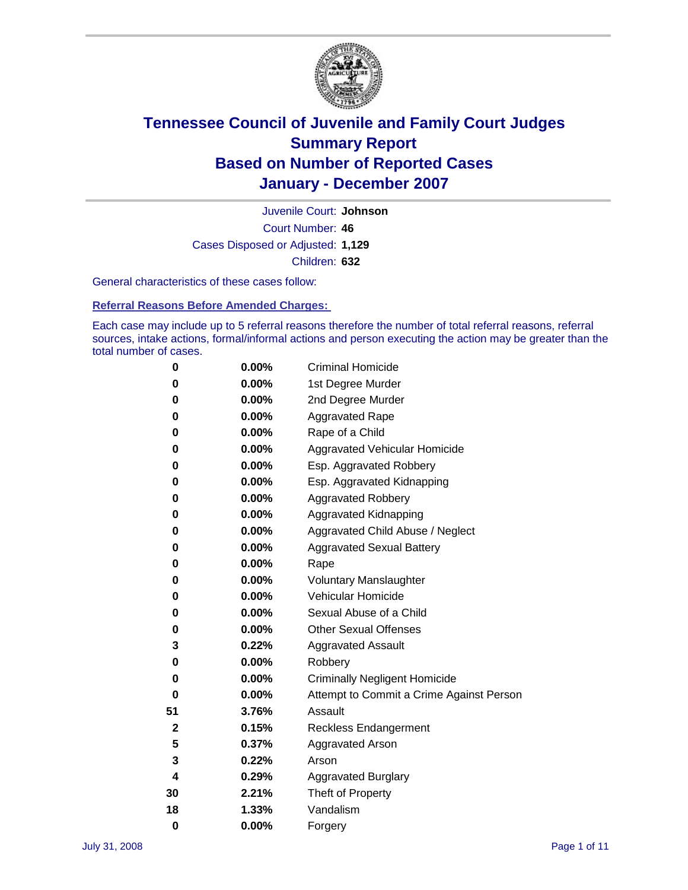# Tennessee Council of Juvenile and Family Court Judges
## Summary Report
## Based on Number of Reported Cases
## January - December 2007

Juvenile Court: **Johnson**

Court Number: **46**

Cases Disposed or Adjusted: **1,129**

Children: **632**

General characteristics of these cases follow:

### Referral Reasons Before Amended Charges:

Each case may include up to 5 referral reasons therefore the number of total referral reasons, referral sources, intake actions, formal/informal actions and person executing the action may be greater than the total number of cases.

| Count | Percent | Referral Reason |
|---|---|---|
| 0 | 0.00% | Criminal Homicide |
| 0 | 0.00% | 1st Degree Murder |
| 0 | 0.00% | 2nd Degree Murder |
| 0 | 0.00% | Aggravated Rape |
| 0 | 0.00% | Rape of a Child |
| 0 | 0.00% | Aggravated Vehicular Homicide |
| 0 | 0.00% | Esp. Aggravated Robbery |
| 0 | 0.00% | Esp. Aggravated Kidnapping |
| 0 | 0.00% | Aggravated Robbery |
| 0 | 0.00% | Aggravated Kidnapping |
| 0 | 0.00% | Aggravated Child Abuse / Neglect |
| 0 | 0.00% | Aggravated Sexual Battery |
| 0 | 0.00% | Rape |
| 0 | 0.00% | Voluntary Manslaughter |
| 0 | 0.00% | Vehicular Homicide |
| 0 | 0.00% | Sexual Abuse of a Child |
| 0 | 0.00% | Other Sexual Offenses |
| 3 | 0.22% | Aggravated Assault |
| 0 | 0.00% | Robbery |
| 0 | 0.00% | Criminally Negligent Homicide |
| 0 | 0.00% | Attempt to Commit a Crime Against Person |
| 51 | 3.76% | Assault |
| 2 | 0.15% | Reckless Endangerment |
| 5 | 0.37% | Aggravated Arson |
| 3 | 0.22% | Arson |
| 4 | 0.29% | Aggravated Burglary |
| 30 | 2.21% | Theft of Property |
| 18 | 1.33% | Vandalism |
| 0 | 0.00% | Forgery |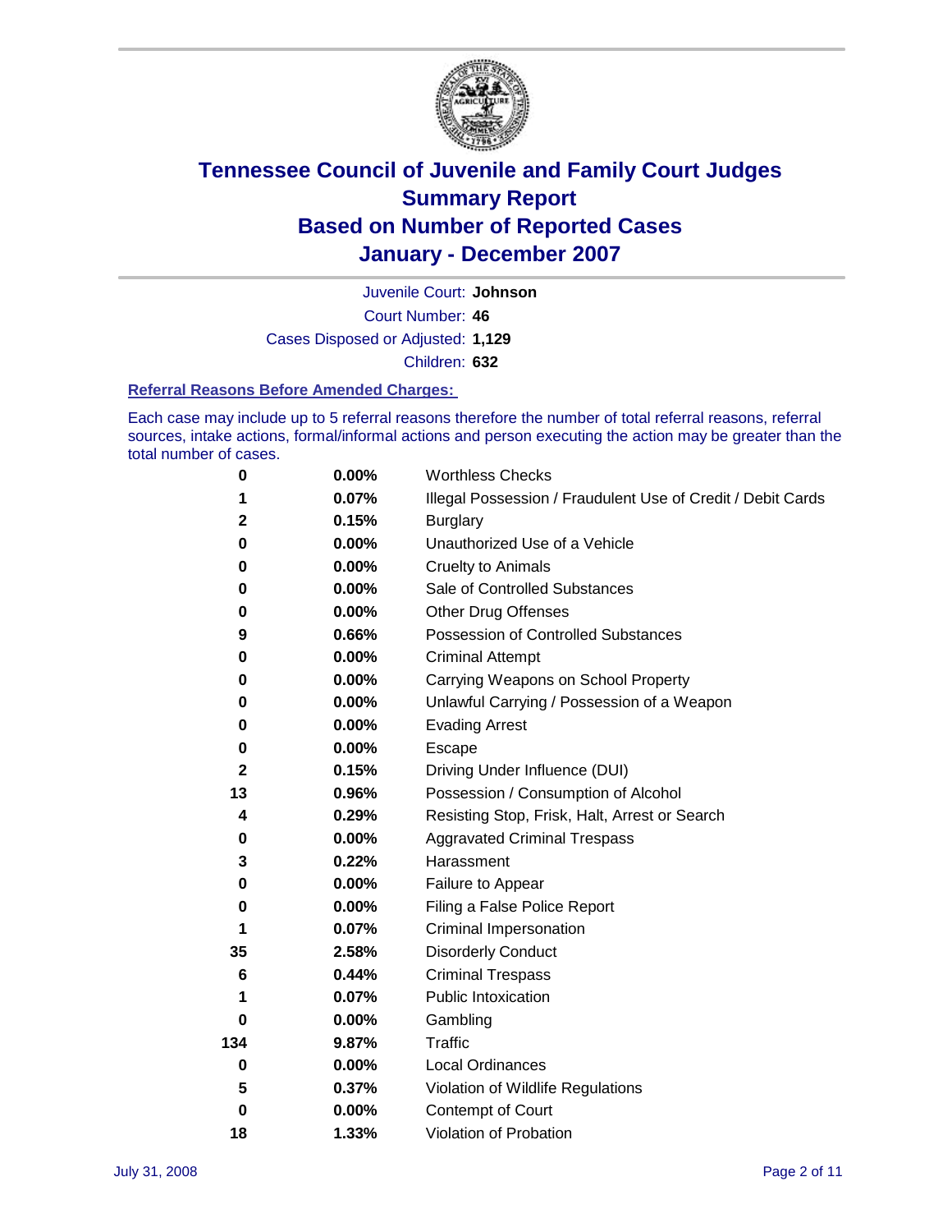# Tennessee Council of Juvenile and Family Court Judges
## Summary Report
## Based on Number of Reported Cases
## January - December 2007

Juvenile Court: **Johnson**

Court Number: **46**

Cases Disposed or Adjusted: **1,129**

Children: **632**

### Referral Reasons Before Amended Charges:

Each case may include up to 5 referral reasons therefore the number of total referral reasons, referral sources, intake actions, formal/informal actions and person executing the action may be greater than the total number of cases.

| | | |
|---|---|---|
| 0 | 0.00% | Worthless Checks |
| 1 | 0.07% | Illegal Possession / Fraudulent Use of Credit / Debit Cards |
| 2 | 0.15% | Burglary |
| 0 | 0.00% | Unauthorized Use of a Vehicle |
| 0 | 0.00% | Cruelty to Animals |
| 0 | 0.00% | Sale of Controlled Substances |
| 0 | 0.00% | Other Drug Offenses |
| 9 | 0.66% | Possession of Controlled Substances |
| 0 | 0.00% | Criminal Attempt |
| 0 | 0.00% | Carrying Weapons on School Property |
| 0 | 0.00% | Unlawful Carrying / Possession of a Weapon |
| 0 | 0.00% | Evading Arrest |
| 0 | 0.00% | Escape |
| 2 | 0.15% | Driving Under Influence (DUI) |
| 13 | 0.96% | Possession / Consumption of Alcohol |
| 4 | 0.29% | Resisting Stop, Frisk, Halt, Arrest or Search |
| 0 | 0.00% | Aggravated Criminal Trespass |
| 3 | 0.22% | Harassment |
| 0 | 0.00% | Failure to Appear |
| 0 | 0.00% | Filing a False Police Report |
| 1 | 0.07% | Criminal Impersonation |
| 35 | 2.58% | Disorderly Conduct |
| 6 | 0.44% | Criminal Trespass |
| 1 | 0.07% | Public Intoxication |
| 0 | 0.00% | Gambling |
| 134 | 9.87% | Traffic |
| 0 | 0.00% | Local Ordinances |
| 5 | 0.37% | Violation of Wildlife Regulations |
| 0 | 0.00% | Contempt of Court |
| 18 | 1.33% | Violation of Probation |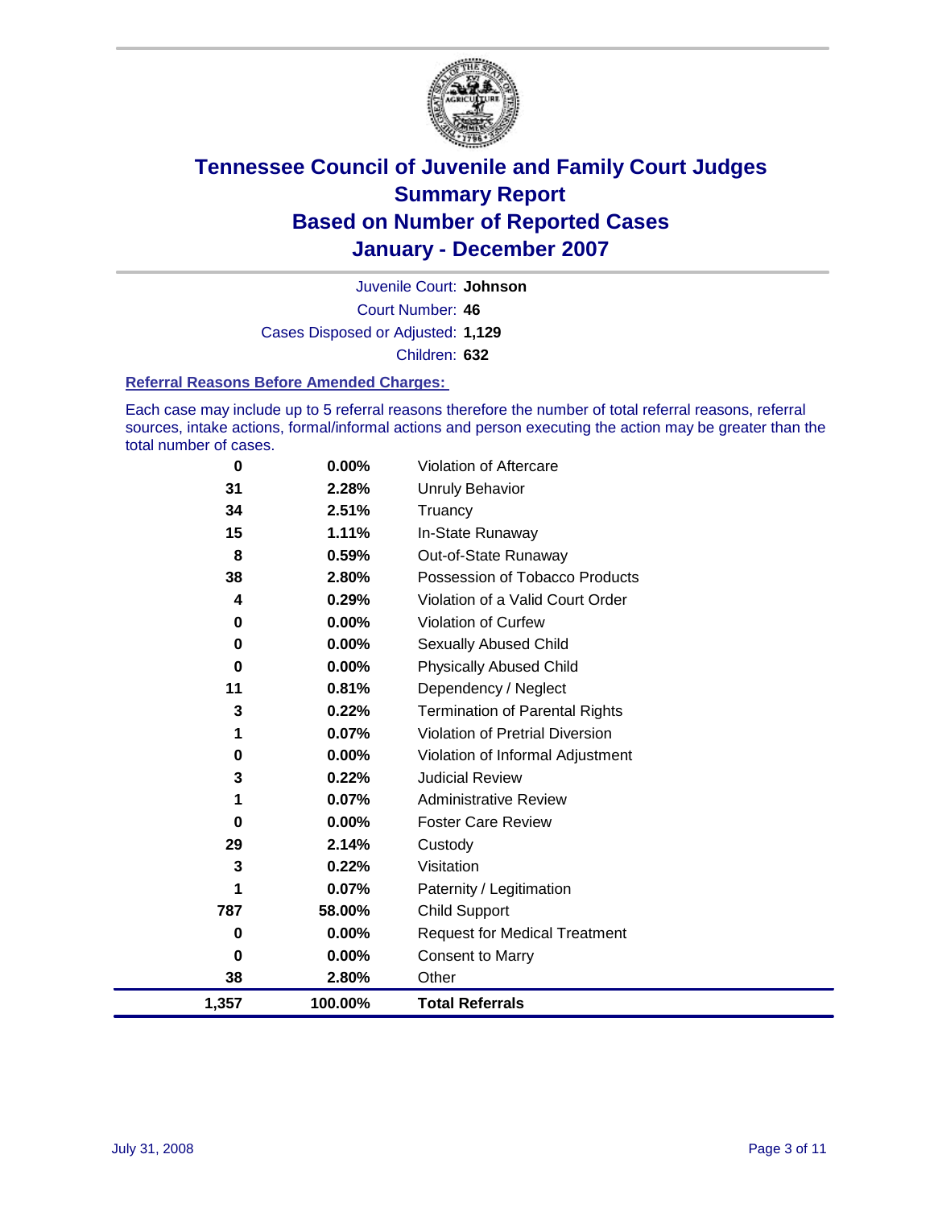# Tennessee Council of Juvenile and Family Court Judges
## Summary Report
## Based on Number of Reported Cases
## January - December 2007

Juvenile Court: **Johnson**
Court Number: **46**
Cases Disposed or Adjusted: **1,129**
Children: **632**

### Referral Reasons Before Amended Charges:

Each case may include up to 5 referral reasons therefore the number of total referral reasons, referral sources, intake actions, formal/informal actions and person executing the action may be greater than the total number of cases.

| Count | Percent | Referral Reason |
|---|---|---|
| 0 | 0.00% | Violation of Aftercare |
| 31 | 2.28% | Unruly Behavior |
| 34 | 2.51% | Truancy |
| 15 | 1.11% | In-State Runaway |
| 8 | 0.59% | Out-of-State Runaway |
| 38 | 2.80% | Possession of Tobacco Products |
| 4 | 0.29% | Violation of a Valid Court Order |
| 0 | 0.00% | Violation of Curfew |
| 0 | 0.00% | Sexually Abused Child |
| 0 | 0.00% | Physically Abused Child |
| 11 | 0.81% | Dependency / Neglect |
| 3 | 0.22% | Termination of Parental Rights |
| 1 | 0.07% | Violation of Pretrial Diversion |
| 0 | 0.00% | Violation of Informal Adjustment |
| 3 | 0.22% | Judicial Review |
| 1 | 0.07% | Administrative Review |
| 0 | 0.00% | Foster Care Review |
| 29 | 2.14% | Custody |
| 3 | 0.22% | Visitation |
| 1 | 0.07% | Paternity / Legitimation |
| 787 | 58.00% | Child Support |
| 0 | 0.00% | Request for Medical Treatment |
| 0 | 0.00% | Consent to Marry |
| 38 | 2.80% | Other |
| **1,357** | **100.00%** | **Total Referrals** |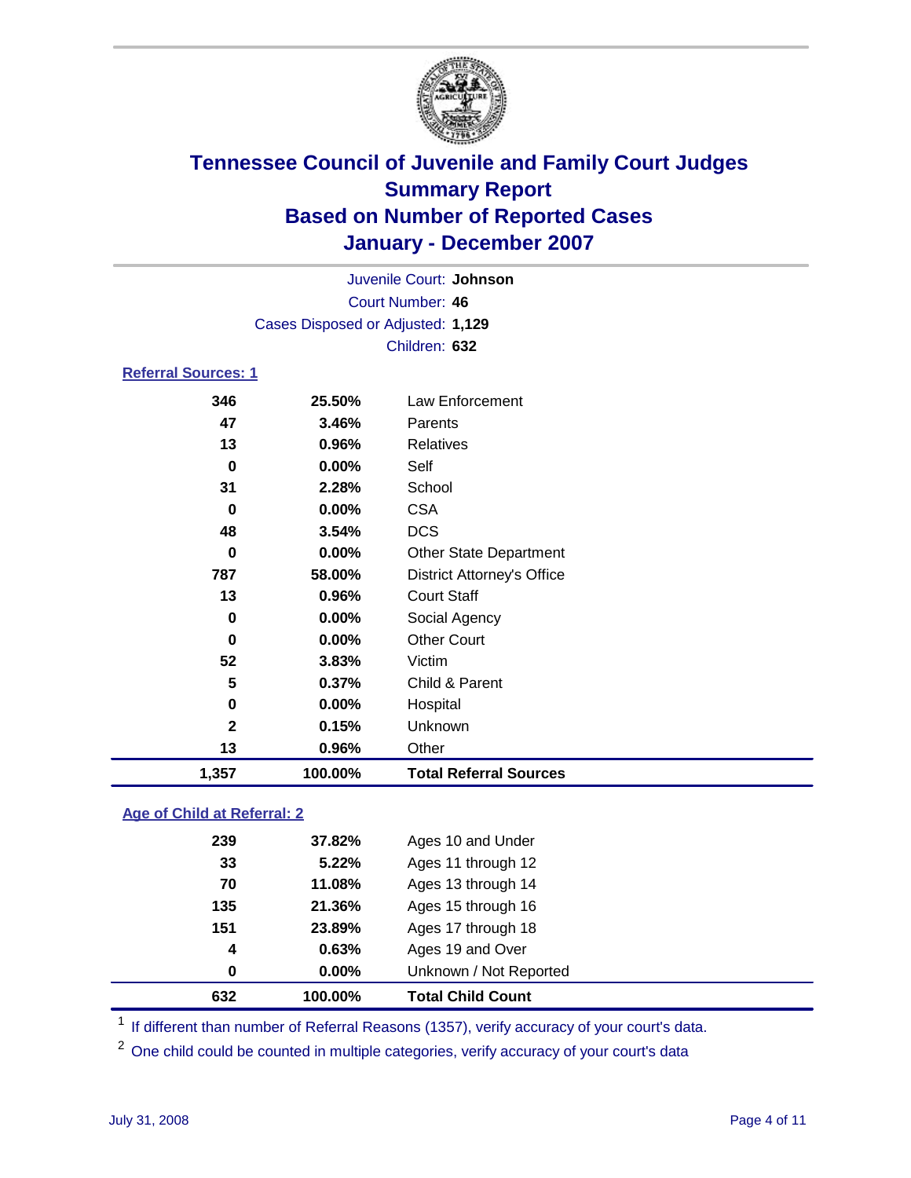# Tennessee Council of Juvenile and Family Court Judges
## Summary Report
## Based on Number of Reported Cases
## January - December 2007

Juvenile Court: **Johnson**
Court Number: **46**
Cases Disposed or Adjusted: **1,129**
Children: **632**

### Referral Sources: 1

| Count | Percent | Source |
|---|---|---|
| 346 | 25.50% | Law Enforcement |
| 47 | 3.46% | Parents |
| 13 | 0.96% | Relatives |
| 0 | 0.00% | Self |
| 31 | 2.28% | School |
| 0 | 0.00% | CSA |
| 48 | 3.54% | DCS |
| 0 | 0.00% | Other State Department |
| 787 | 58.00% | District Attorney's Office |
| 13 | 0.96% | Court Staff |
| 0 | 0.00% | Social Agency |
| 0 | 0.00% | Other Court |
| 52 | 3.83% | Victim |
| 5 | 0.37% | Child & Parent |
| 0 | 0.00% | Hospital |
| 2 | 0.15% | Unknown |
| 13 | 0.96% | Other |
| **1,357** | **100.00%** | **Total Referral Sources** |

### Age of Child at Referral: 2

| Count | Percent | Age |
|---|---|---|
| 239 | 37.82% | Ages 10 and Under |
| 33 | 5.22% | Ages 11 through 12 |
| 70 | 11.08% | Ages 13 through 14 |
| 135 | 21.36% | Ages 15 through 16 |
| 151 | 23.89% | Ages 17 through 18 |
| 4 | 0.63% | Ages 19 and Over |
| 0 | 0.00% | Unknown / Not Reported |
| **632** | **100.00%** | **Total Child Count** |

[1] If different than number of Referral Reasons (1357), verify accuracy of your court's data.

[2] One child could be counted in multiple categories, verify accuracy of your court's data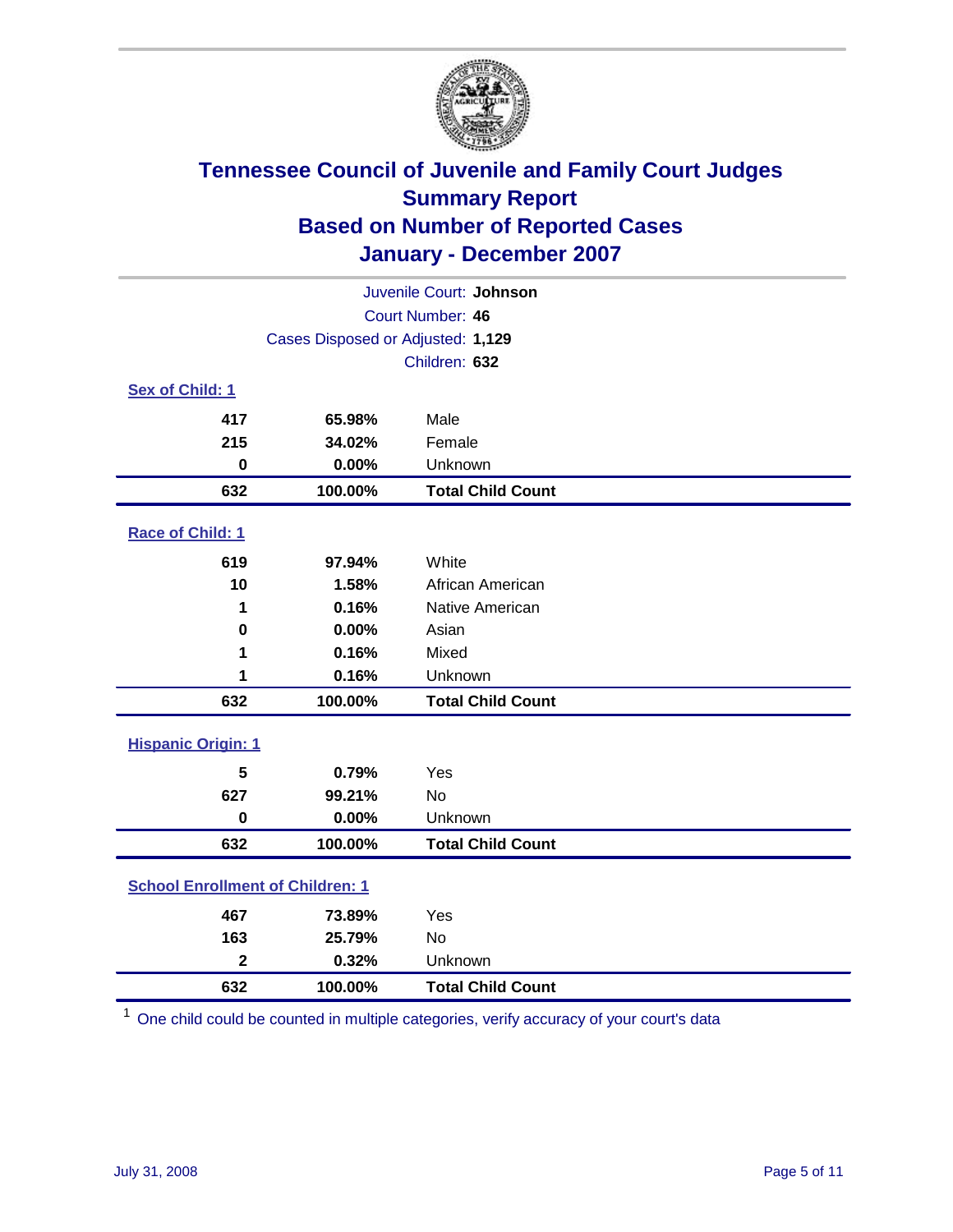# Tennessee Council of Juvenile and Family Court Judges
## Summary Report
## Based on Number of Reported Cases
## January - December 2007

Juvenile Court: **Johnson**
Court Number: **46**
Cases Disposed or Adjusted: **1,129**
Children: **632**

### Sex of Child: 1

| Count | Percent | Category |
|---|---|---|
| 417 | 65.98% | Male |
| 215 | 34.02% | Female |
| 0 | 0.00% | Unknown |
| **632** | **100.00%** | **Total Child Count** |

### Race of Child: 1

| Count | Percent | Category |
|---|---|---|
| 619 | 97.94% | White |
| 10 | 1.58% | African American |
| 1 | 0.16% | Native American |
| 0 | 0.00% | Asian |
| 1 | 0.16% | Mixed |
| 1 | 0.16% | Unknown |
| **632** | **100.00%** | **Total Child Count** |

### Hispanic Origin: 1

| Count | Percent | Category |
|---|---|---|
| 5 | 0.79% | Yes |
| 627 | 99.21% | No |
| 0 | 0.00% | Unknown |
| **632** | **100.00%** | **Total Child Count** |

### School Enrollment of Children: 1

| Count | Percent | Category |
|---|---|---|
| 467 | 73.89% | Yes |
| 163 | 25.79% | No |
| 2 | 0.32% | Unknown |
| **632** | **100.00%** | **Total Child Count** |

[1] One child could be counted in multiple categories, verify accuracy of your court's data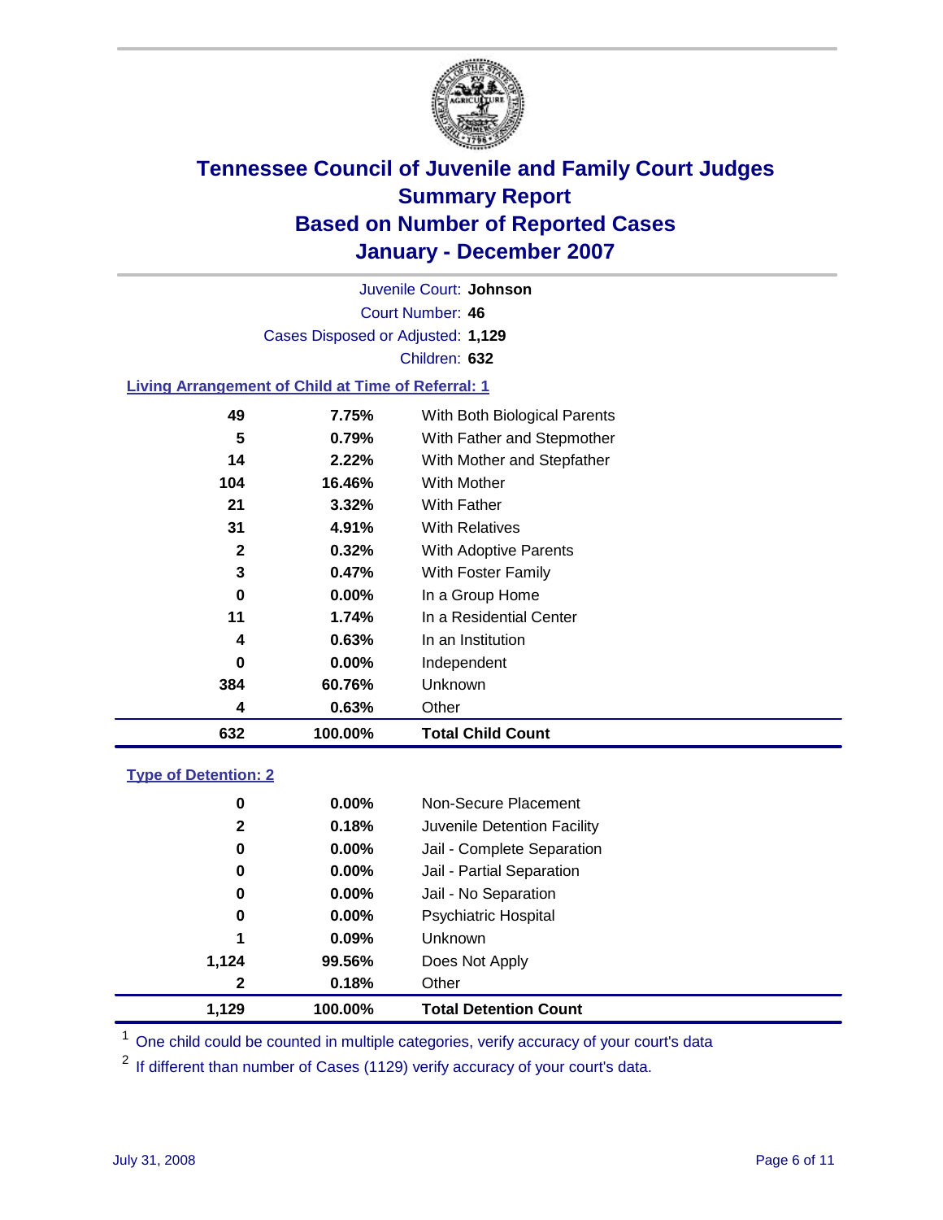# Tennessee Council of Juvenile and Family Court Judges
## Summary Report
## Based on Number of Reported Cases
## January - December 2007

Juvenile Court: **Johnson**

Court Number: **46**

Cases Disposed or Adjusted: **1,129**

Children: **632**

### Living Arrangement of Child at Time of Referral: 1

| Count | Percent | Category |
|---|---|---|
| 49 | 7.75% | With Both Biological Parents |
| 5 | 0.79% | With Father and Stepmother |
| 14 | 2.22% | With Mother and Stepfather |
| 104 | 16.46% | With Mother |
| 21 | 3.32% | With Father |
| 31 | 4.91% | With Relatives |
| 2 | 0.32% | With Adoptive Parents |
| 3 | 0.47% | With Foster Family |
| 0 | 0.00% | In a Group Home |
| 11 | 1.74% | In a Residential Center |
| 4 | 0.63% | In an Institution |
| 0 | 0.00% | Independent |
| 384 | 60.76% | Unknown |
| 4 | 0.63% | Other |
| **632** | **100.00%** | **Total Child Count** |

### Type of Detention: 2

| Count | Percent | Category |
|---|---|---|
| 0 | 0.00% | Non-Secure Placement |
| 2 | 0.18% | Juvenile Detention Facility |
| 0 | 0.00% | Jail - Complete Separation |
| 0 | 0.00% | Jail - Partial Separation |
| 0 | 0.00% | Jail - No Separation |
| 0 | 0.00% | Psychiatric Hospital |
| 1 | 0.09% | Unknown |
| 1,124 | 99.56% | Does Not Apply |
| 2 | 0.18% | Other |
| **1,129** | **100.00%** | **Total Detention Count** |

[1] One child could be counted in multiple categories, verify accuracy of your court's data

[2] If different than number of Cases (1129) verify accuracy of your court's data.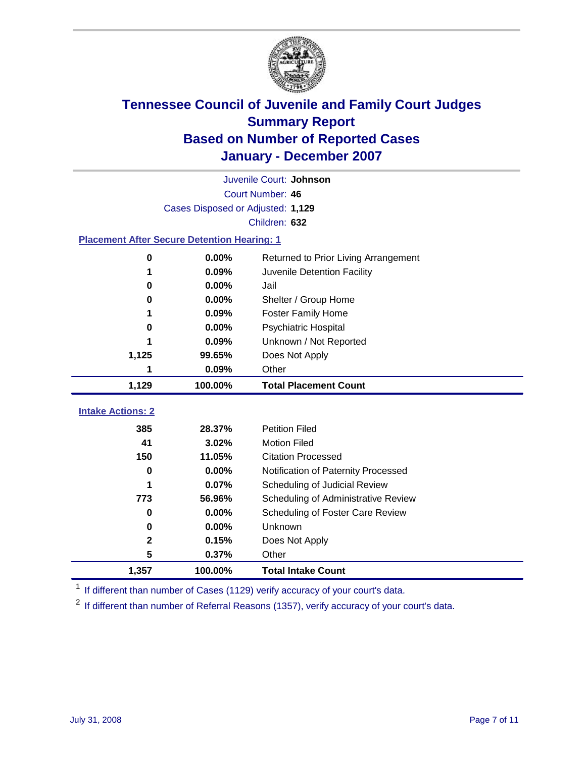# Tennessee Council of Juvenile and Family Court Judges
## Summary Report
## Based on Number of Reported Cases
## January - December 2007

Juvenile Court: **Johnson**
Court Number: **46**
Cases Disposed or Adjusted: **1,129**
Children: **632**

### Placement After Secure Detention Hearing: 1

| Count | Percent | Placement |
|---|---|---|
| 0 | 0.00% | Returned to Prior Living Arrangement |
| 1 | 0.09% | Juvenile Detention Facility |
| 0 | 0.00% | Jail |
| 0 | 0.00% | Shelter / Group Home |
| 1 | 0.09% | Foster Family Home |
| 0 | 0.00% | Psychiatric Hospital |
| 1 | 0.09% | Unknown / Not Reported |
| 1,125 | 99.65% | Does Not Apply |
| 1 | 0.09% | Other |
| **1,129** | **100.00%** | **Total Placement Count** |

### Intake Actions: 2

| Count | Percent | Intake Action |
|---|---|---|
| 385 | 28.37% | Petition Filed |
| 41 | 3.02% | Motion Filed |
| 150 | 11.05% | Citation Processed |
| 0 | 0.00% | Notification of Paternity Processed |
| 1 | 0.07% | Scheduling of Judicial Review |
| 773 | 56.96% | Scheduling of Administrative Review |
| 0 | 0.00% | Scheduling of Foster Care Review |
| 0 | 0.00% | Unknown |
| 2 | 0.15% | Does Not Apply |
| 5 | 0.37% | Other |
| **1,357** | **100.00%** | **Total Intake Count** |

[1] If different than number of Cases (1129) verify accuracy of your court's data.

[2] If different than number of Referral Reasons (1357), verify accuracy of your court's data.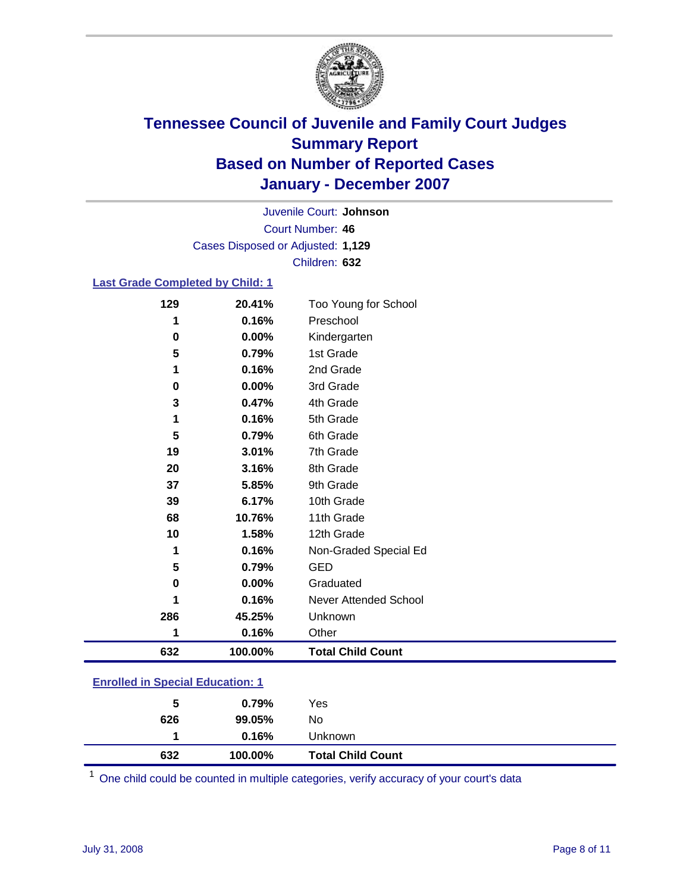# Tennessee Council of Juvenile and Family Court Judges
## Summary Report
## Based on Number of Reported Cases
## January - December 2007

Juvenile Court: **Johnson**
Court Number: **46**
Cases Disposed or Adjusted: **1,129**
Children: **632**

### Last Grade Completed by Child: 1

| Count | Percent | Category |
|---|---|---|
| 129 | 20.41% | Too Young for School |
| 1 | 0.16% | Preschool |
| 0 | 0.00% | Kindergarten |
| 5 | 0.79% | 1st Grade |
| 1 | 0.16% | 2nd Grade |
| 0 | 0.00% | 3rd Grade |
| 3 | 0.47% | 4th Grade |
| 1 | 0.16% | 5th Grade |
| 5 | 0.79% | 6th Grade |
| 19 | 3.01% | 7th Grade |
| 20 | 3.16% | 8th Grade |
| 37 | 5.85% | 9th Grade |
| 39 | 6.17% | 10th Grade |
| 68 | 10.76% | 11th Grade |
| 10 | 1.58% | 12th Grade |
| 1 | 0.16% | Non-Graded Special Ed |
| 5 | 0.79% | GED |
| 0 | 0.00% | Graduated |
| 1 | 0.16% | Never Attended School |
| 286 | 45.25% | Unknown |
| 1 | 0.16% | Other |
| **632** | **100.00%** | **Total Child Count** |

### Enrolled in Special Education: 1

| Count | Percent | Category |
|---|---|---|
| 5 | 0.79% | Yes |
| 626 | 99.05% | No |
| 1 | 0.16% | Unknown |
| **632** | **100.00%** | **Total Child Count** |

[1] One child could be counted in multiple categories, verify accuracy of your court's data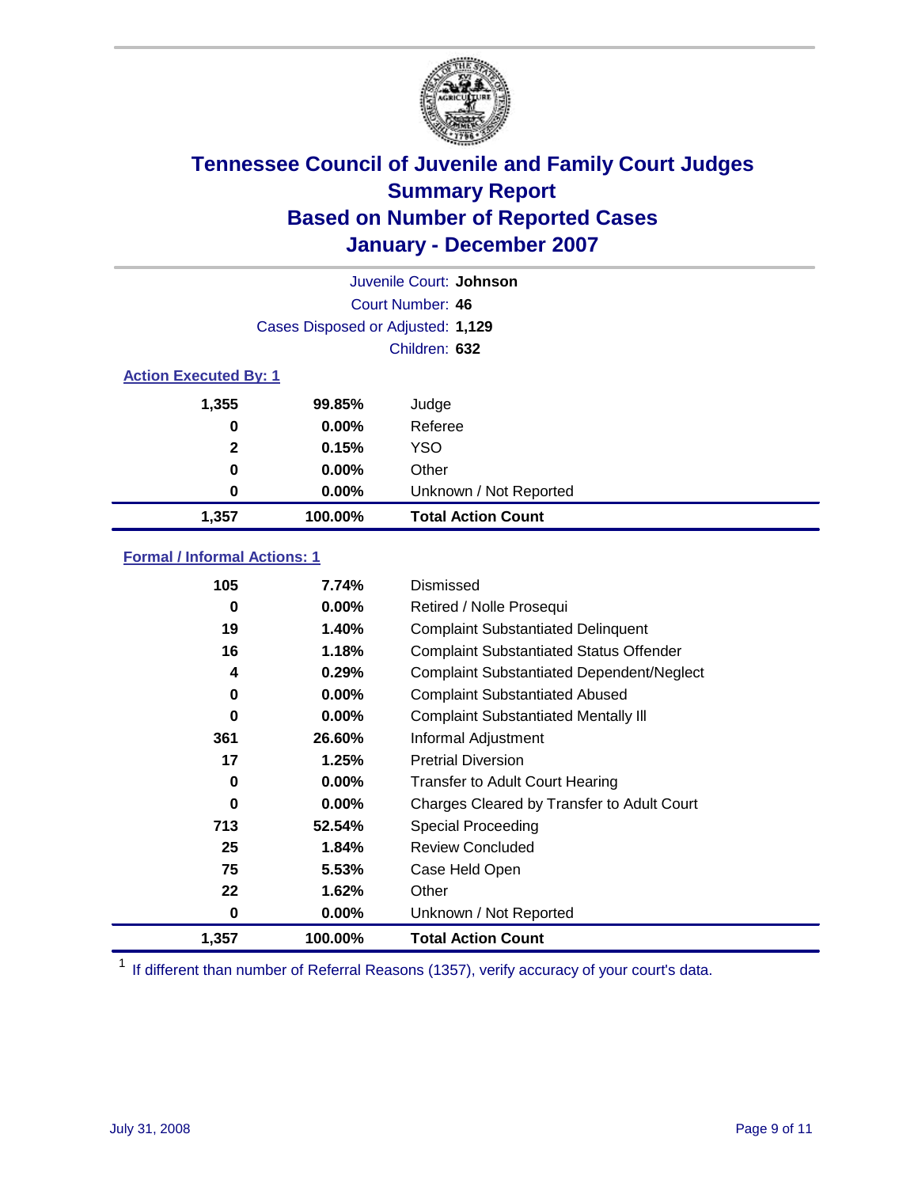# Tennessee Council of Juvenile and Family Court Judges
## Summary Report
## Based on Number of Reported Cases
## January - December 2007

Juvenile Court: **Johnson**
Court Number: **46**
Cases Disposed or Adjusted: **1,129**
Children: **632**

### Action Executed By: 1

| Count | Percent | Action |
|---|---|---|
| 1,355 | 99.85% | Judge |
| 0 | 0.00% | Referee |
| 2 | 0.15% | YSO |
| 0 | 0.00% | Other |
| 0 | 0.00% | Unknown / Not Reported |
| **1,357** | **100.00%** | **Total Action Count** |

### Formal / Informal Actions: 1

| Count | Percent | Action |
|---|---|---|
| 105 | 7.74% | Dismissed |
| 0 | 0.00% | Retired / Nolle Prosequi |
| 19 | 1.40% | Complaint Substantiated Delinquent |
| 16 | 1.18% | Complaint Substantiated Status Offender |
| 4 | 0.29% | Complaint Substantiated Dependent/Neglect |
| 0 | 0.00% | Complaint Substantiated Abused |
| 0 | 0.00% | Complaint Substantiated Mentally Ill |
| 361 | 26.60% | Informal Adjustment |
| 17 | 1.25% | Pretrial Diversion |
| 0 | 0.00% | Transfer to Adult Court Hearing |
| 0 | 0.00% | Charges Cleared by Transfer to Adult Court |
| 713 | 52.54% | Special Proceeding |
| 25 | 1.84% | Review Concluded |
| 75 | 5.53% | Case Held Open |
| 22 | 1.62% | Other |
| 0 | 0.00% | Unknown / Not Reported |
| **1,357** | **100.00%** | **Total Action Count** |

[1] If different than number of Referral Reasons (1357), verify accuracy of your court's data.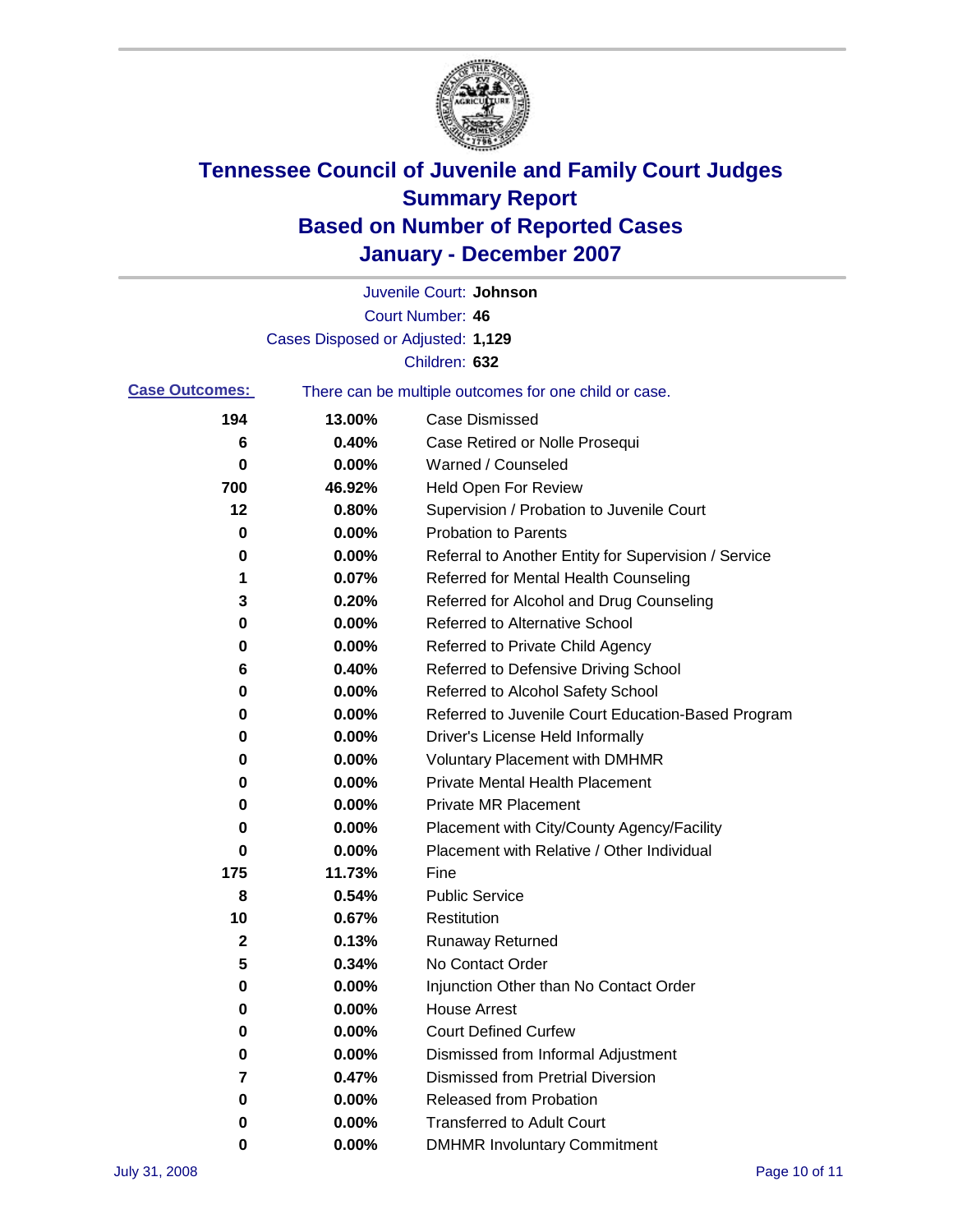# Tennessee Council of Juvenile and Family Court Judges
## Summary Report
## Based on Number of Reported Cases
## January - December 2007

Juvenile Court: **Johnson**
Court Number: **46**
Cases Disposed or Adjusted: **1,129**
Children: **632**

**Case Outcomes:** There can be multiple outcomes for one child or case.

| Count | Percent | Outcome |
|---|---|---|
| 194 | 13.00% | Case Dismissed |
| 6 | 0.40% | Case Retired or Nolle Prosequi |
| 0 | 0.00% | Warned / Counseled |
| 700 | 46.92% | Held Open For Review |
| 12 | 0.80% | Supervision / Probation to Juvenile Court |
| 0 | 0.00% | Probation to Parents |
| 0 | 0.00% | Referral to Another Entity for Supervision / Service |
| 1 | 0.07% | Referred for Mental Health Counseling |
| 3 | 0.20% | Referred for Alcohol and Drug Counseling |
| 0 | 0.00% | Referred to Alternative School |
| 0 | 0.00% | Referred to Private Child Agency |
| 6 | 0.40% | Referred to Defensive Driving School |
| 0 | 0.00% | Referred to Alcohol Safety School |
| 0 | 0.00% | Referred to Juvenile Court Education-Based Program |
| 0 | 0.00% | Driver's License Held Informally |
| 0 | 0.00% | Voluntary Placement with DMHMR |
| 0 | 0.00% | Private Mental Health Placement |
| 0 | 0.00% | Private MR Placement |
| 0 | 0.00% | Placement with City/County Agency/Facility |
| 0 | 0.00% | Placement with Relative / Other Individual |
| 175 | 11.73% | Fine |
| 8 | 0.54% | Public Service |
| 10 | 0.67% | Restitution |
| 2 | 0.13% | Runaway Returned |
| 5 | 0.34% | No Contact Order |
| 0 | 0.00% | Injunction Other than No Contact Order |
| 0 | 0.00% | House Arrest |
| 0 | 0.00% | Court Defined Curfew |
| 0 | 0.00% | Dismissed from Informal Adjustment |
| 7 | 0.47% | Dismissed from Pretrial Diversion |
| 0 | 0.00% | Released from Probation |
| 0 | 0.00% | Transferred to Adult Court |
| 0 | 0.00% | DMHMR Involuntary Commitment |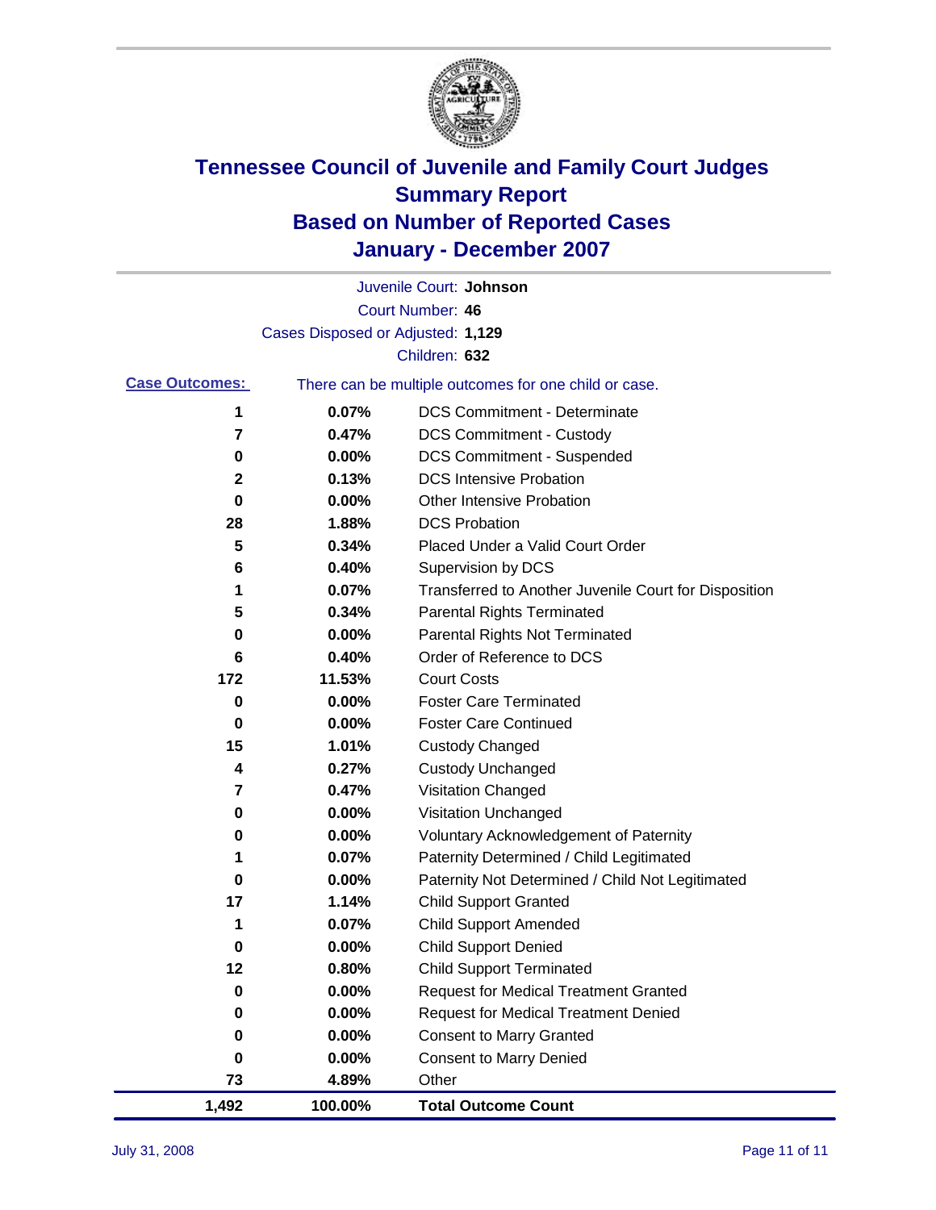# Tennessee Council of Juvenile and Family Court Judges
## Summary Report
## Based on Number of Reported Cases
## January - December 2007

Juvenile Court: **Johnson**

Court Number: **46**

Cases Disposed or Adjusted: **1,129**

Children: **632**

**Case Outcomes:** There can be multiple outcomes for one child or case.

| | | |
|---|---|---|
| 1 | 0.07% | DCS Commitment - Determinate |
| 7 | 0.47% | DCS Commitment - Custody |
| 0 | 0.00% | DCS Commitment - Suspended |
| 2 | 0.13% | DCS Intensive Probation |
| 0 | 0.00% | Other Intensive Probation |
| 28 | 1.88% | DCS Probation |
| 5 | 0.34% | Placed Under a Valid Court Order |
| 6 | 0.40% | Supervision by DCS |
| 1 | 0.07% | Transferred to Another Juvenile Court for Disposition |
| 5 | 0.34% | Parental Rights Terminated |
| 0 | 0.00% | Parental Rights Not Terminated |
| 6 | 0.40% | Order of Reference to DCS |
| 172 | 11.53% | Court Costs |
| 0 | 0.00% | Foster Care Terminated |
| 0 | 0.00% | Foster Care Continued |
| 15 | 1.01% | Custody Changed |
| 4 | 0.27% | Custody Unchanged |
| 7 | 0.47% | Visitation Changed |
| 0 | 0.00% | Visitation Unchanged |
| 0 | 0.00% | Voluntary Acknowledgement of Paternity |
| 1 | 0.07% | Paternity Determined / Child Legitimated |
| 0 | 0.00% | Paternity Not Determined / Child Not Legitimated |
| 17 | 1.14% | Child Support Granted |
| 1 | 0.07% | Child Support Amended |
| 0 | 0.00% | Child Support Denied |
| 12 | 0.80% | Child Support Terminated |
| 0 | 0.00% | Request for Medical Treatment Granted |
| 0 | 0.00% | Request for Medical Treatment Denied |
| 0 | 0.00% | Consent to Marry Granted |
| 0 | 0.00% | Consent to Marry Denied |
| 73 | 4.89% | Other |
| **1,492** | **100.00%** | **Total Outcome Count** |

July 31, 2008